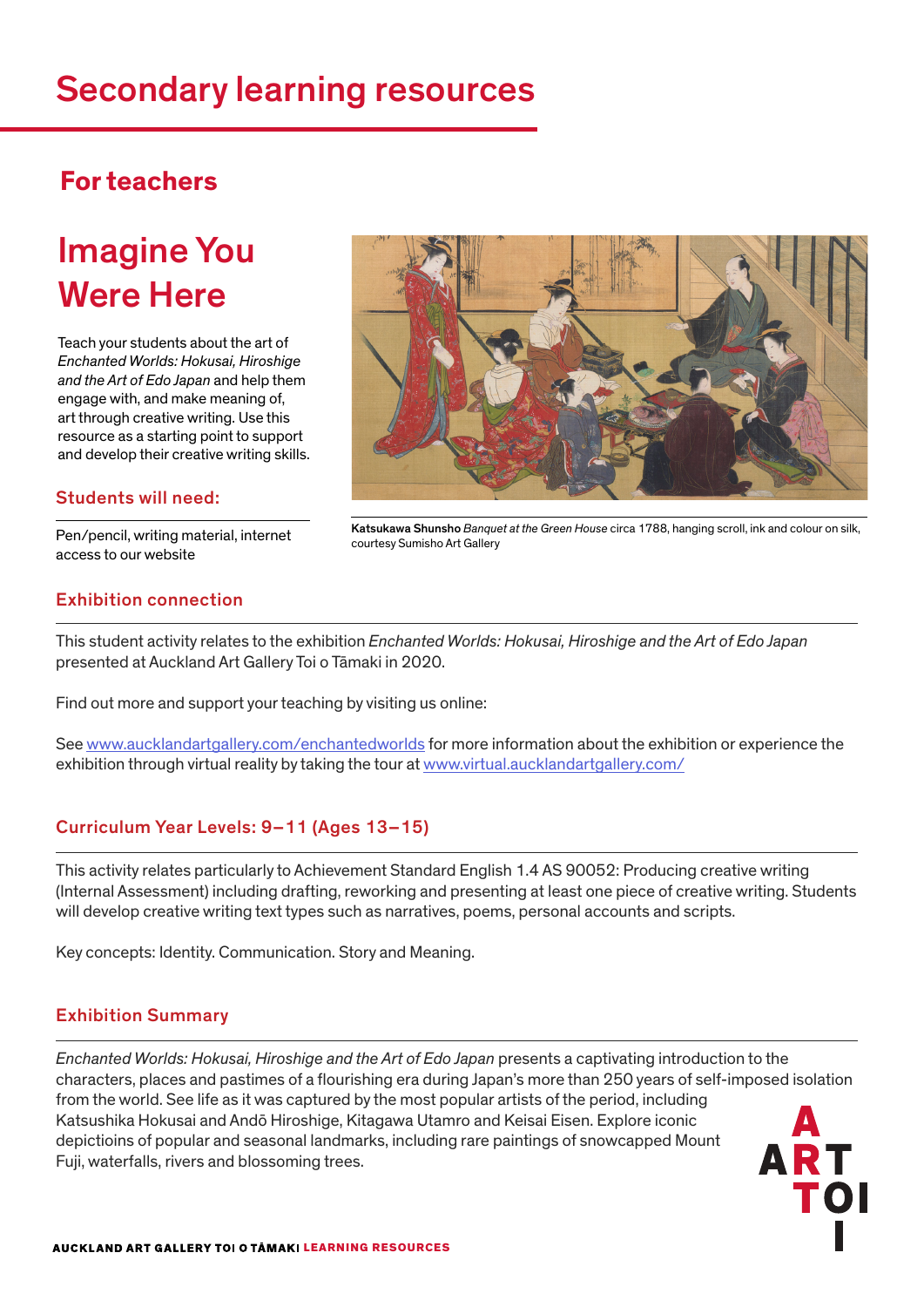# Secondary learning resources

## For teachers

# Imagine You Were Here

Teach your students about the art of *Enchanted Worlds: Hokusai, Hiroshige and the Art of Edo Japan* and help them engage with, and make meaning of, art through creative writing. Use this resource as a starting point to support and develop their creative writing skills.

**Katsukawa Shunsho** *Banquet at the Green House* circa 1788, hanging scroll, ink and colour on silk, courtesy Sumisho Art Gallery

### Students will need:

Pen/pencil, writing material, internet access to our website

### Exhibition connection

This student activity relates to the exhibition *Enchanted Worlds: Hokusai, Hiroshige and the Art of Edo Japan* presented at Auckland Art Gallery Toi o Tāmaki in 2020.

Find out more and support your teaching by visiting us online:

See www.aucklandartgallery.com/enchantedworlds for more information about the exhibition or experience the exhibition through virtual reality by taking the tour at www.virtual.aucklandartgallery.com/

### Curriculum Year Levels: 9–11 (Ages 13–15)

This activity relates particularly to Achievement Standard English 1.4 AS 90052: Producing creative writing (Internal Assessment) including drafting, reworking and presenting at least one piece of creative writing. Students will develop creative writing text types such as narratives, poems, personal accounts and scripts.

Key concepts: Identity. Communication. Story and Meaning.

### Exhibition Summary

*Enchanted Worlds: Hokusai, Hiroshige and the Art of Edo Japan* presents a captivating introduction to the characters, places and pastimes of a flourishing era during Japan's more than 250 years of self-imposed isolation from the world. See life as it was captured by the most popular artists of the period, including Katsushika Hokusai and Andō Hiroshige, Kitagawa Utamro and Keisai Eisen. Explore iconic depictioins of popular and seasonal landmarks, including rare paintings of snowcapped Mount Fuji, waterfalls, rivers and blossoming trees.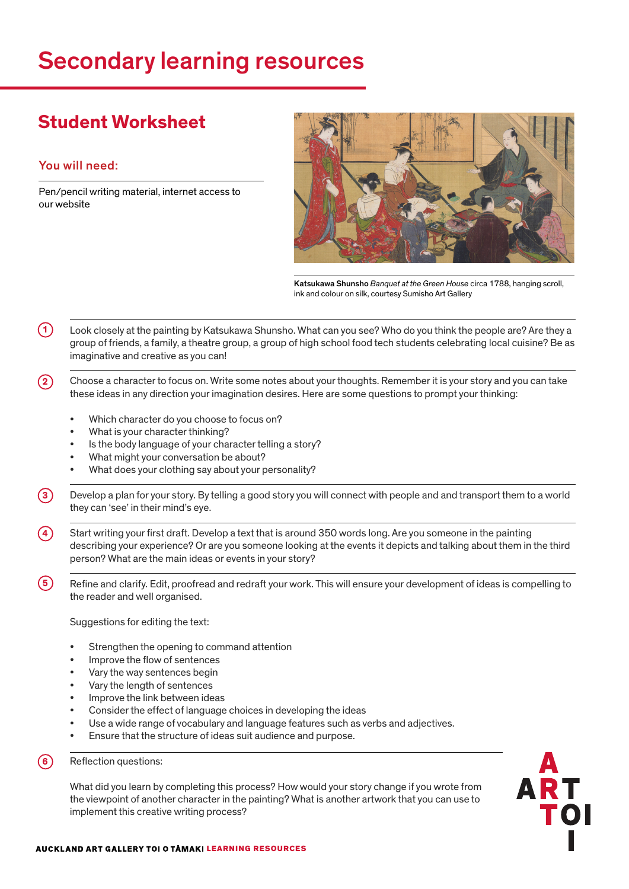# Secondary learning resources

## Student Worksheet

### You will need:

Pen/pencil writing material, internet access to our website

**Katsukawa Shunsho** *Banquet at the Green House* circa 1788, hanging scroll, ink and colour on silk, courtesy Sumisho Art Gallery

1. Look closely at the painting by Katsukawa Shunsho. What can you see? Who do you think the people are? Are they a group of friends, a family, a theatre group, a group of high school food tech students celebrating local cuisine? Be as imaginative and creative as you can!

2. Choose a character to focus on. Write some notes about your thoughts. Remember it is your story and you can take these ideas in any direction your imagination desires. Here are some questions to prompt your thinking:

   - Which character do you choose to focus on?
   - What is your character thinking?
   - Is the body language of your character telling a story?
   - What might your conversation be about?
   - What does your clothing say about your personality?

3. Develop a plan for your story. By telling a good story you will connect with people and and transport them to a world they can 'see' in their mind's eye.

4. Start writing your first draft. Develop a text that is around 350 words long. Are you someone in the painting describing your experience? Or are you someone looking at the events it depicts and talking about them in the third person? What are the main ideas or events in your story?

5. Refine and clarify. Edit, proofread and redraft your work. This will ensure your development of ideas is compelling to the reader and well organised.

   Suggestions for editing the text:

   - Strengthen the opening to command attention
   - Improve the flow of sentences
   - Vary the way sentences begin
   - Vary the length of sentences
   - Improve the link between ideas
   - Consider the effect of language choices in developing the ideas
   - Use a wide range of vocabulary and language features such as verbs and adjectives.
   - Ensure that the structure of ideas suit audience and purpose.

6. Reflection questions:

   What did you learn by completing this process? How would your story change if you wrote from the viewpoint of another character in the painting? What is another artwork that you can use to implement this creative writing process?